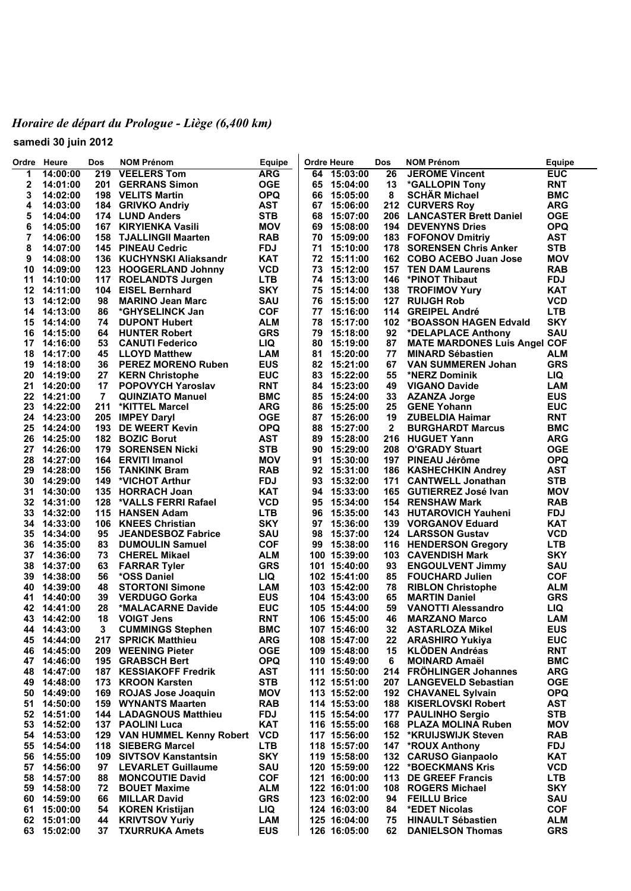# *Horaire de départ du Prologue - Liège (6,400 km)*

**samedi 30 juin 2012**

| Ordre | Heure | Dos | NOM Prénom | Equipe |
|---|---|---|---|---|
| 1 | 14:00:00 | 219 | VEELERS Tom | ARG |
| 2 | 14:01:00 | 201 | GERRANS Simon | OGE |
| 3 | 14:02:00 | 198 | VELITS Martin | OPQ |
| 4 | 14:03:00 | 184 | GRIVKO Andriy | AST |
| 5 | 14:04:00 | 174 | LUND Anders | STB |
| 6 | 14:05:00 | 167 | KIRYIENKA Vasili | MOV |
| 7 | 14:06:00 | 158 | TJALLINGII Maarten | RAB |
| 8 | 14:07:00 | 145 | PINEAU Cedric | FDJ |
| 9 | 14:08:00 | 136 | KUCHYNSKI Aliaksandr | KAT |
| 10 | 14:09:00 | 123 | HOOGERLAND Johnny | VCD |
| 11 | 14:10:00 | 117 | ROELANDTS Jurgen | LTB |
| 12 | 14:11:00 | 104 | EISEL Bernhard | SKY |
| 13 | 14:12:00 | 98 | MARINO Jean Marc | SAU |
| 14 | 14:13:00 | 86 | *GHYSELINCK Jan | COF |
| 15 | 14:14:00 | 74 | DUPONT Hubert | ALM |
| 16 | 14:15:00 | 64 | HUNTER Robert | GRS |
| 17 | 14:16:00 | 53 | CANUTI Federico | LIQ |
| 18 | 14:17:00 | 45 | LLOYD Matthew | LAM |
| 19 | 14:18:00 | 36 | PEREZ MORENO Ruben | EUS |
| 20 | 14:19:00 | 27 | KERN Christophe | EUC |
| 21 | 14:20:00 | 17 | POPOVYCH Yaroslav | RNT |
| 22 | 14:21:00 | 7 | QUINZIATO Manuel | BMC |
| 23 | 14:22:00 | 211 | *KITTEL Marcel | ARG |
| 24 | 14:23:00 | 205 | IMPEY Daryl | OGE |
| 25 | 14:24:00 | 193 | DE WEERT Kevin | OPQ |
| 26 | 14:25:00 | 182 | BOZIC Borut | AST |
| 27 | 14:26:00 | 179 | SORENSEN Nicki | STB |
| 28 | 14:27:00 | 164 | ERVITI Imanol | MOV |
| 29 | 14:28:00 | 156 | TANKINK Bram | RAB |
| 30 | 14:29:00 | 149 | *VICHOT Arthur | FDJ |
| 31 | 14:30:00 | 135 | HORRACH Joan | KAT |
| 32 | 14:31:00 | 128 | *VALLS FERRI Rafael | VCD |
| 33 | 14:32:00 | 115 | HANSEN Adam | LTB |
| 34 | 14:33:00 | 106 | KNEES Christian | SKY |
| 35 | 14:34:00 | 95 | JEANDESBOZ Fabrice | SAU |
| 36 | 14:35:00 | 83 | DUMOULIN Samuel | COF |
| 37 | 14:36:00 | 73 | CHEREL Mikael | ALM |
| 38 | 14:37:00 | 63 | FARRAR Tyler | GRS |
| 39 | 14:38:00 | 56 | *OSS Daniel | LIQ |
| 40 | 14:39:00 | 48 | STORTONI Simone | LAM |
| 41 | 14:40:00 | 39 | VERDUGO Gorka | EUS |
| 42 | 14:41:00 | 28 | *MALACARNE Davide | EUC |
| 43 | 14:42:00 | 18 | VOIGT Jens | RNT |
| 44 | 14:43:00 | 3 | CUMMINGS Stephen | BMC |
| 45 | 14:44:00 | 217 | SPRICK Matthieu | ARG |
| 46 | 14:45:00 | 209 | WEENING Pieter | OGE |
| 47 | 14:46:00 | 195 | GRABSCH Bert | OPQ |
| 48 | 14:47:00 | 187 | KESSIAKOFF Fredrik | AST |
| 49 | 14:48:00 | 173 | KROON Karsten | STB |
| 50 | 14:49:00 | 169 | ROJAS Jose Joaquin | MOV |
| 51 | 14:50:00 | 159 | WYNANTS Maarten | RAB |
| 52 | 14:51:00 | 144 | LADAGNOUS Matthieu | FDJ |
| 53 | 14:52:00 | 137 | PAOLINI Luca | KAT |
| 54 | 14:53:00 | 129 | VAN HUMMEL Kenny Robert | VCD |
| 55 | 14:54:00 | 118 | SIEBERG Marcel | LTB |
| 56 | 14:55:00 | 109 | SIVTSOV Kanstantsin | SKY |
| 57 | 14:56:00 | 97 | LEVARLET Guillaume | SAU |
| 58 | 14:57:00 | 88 | MONCOUTIE David | COF |
| 59 | 14:58:00 | 72 | BOUET Maxime | ALM |
| 60 | 14:59:00 | 66 | MILLAR David | GRS |
| 61 | 15:00:00 | 54 | KOREN Kristijan | LIQ |
| 62 | 15:01:00 | 44 | KRIVTSOV Yuriy | LAM |
| 63 | 15:02:00 | 37 | TXURRUKA Amets | EUS |
| 64 | 15:03:00 | 26 | JEROME Vincent | EUC |
| 65 | 15:04:00 | 13 | *GALLOPIN Tony | RNT |
| 66 | 15:05:00 | 8 | SCHÄR Michael | BMC |
| 67 | 15:06:00 | 212 | CURVERS Roy | ARG |
| 68 | 15:07:00 | 206 | LANCASTER Brett Daniel | OGE |
| 69 | 15:08:00 | 194 | DEVENYNS Dries | OPQ |
| 70 | 15:09:00 | 183 | FOFONOV Dmitriy | AST |
| 71 | 15:10:00 | 178 | SORENSEN Chris Anker | STB |
| 72 | 15:11:00 | 162 | COBO ACEBO Juan Jose | MOV |
| 73 | 15:12:00 | 157 | TEN DAM Laurens | RAB |
| 74 | 15:13:00 | 146 | *PINOT Thibaut | FDJ |
| 75 | 15:14:00 | 138 | TROFIMOV Yury | KAT |
| 76 | 15:15:00 | 127 | RUIJGH Rob | VCD |
| 77 | 15:16:00 | 114 | GREIPEL André | LTB |
| 78 | 15:17:00 | 102 | *BOASSON HAGEN Edvald | SKY |
| 79 | 15:18:00 | 92 | *DELAPLACE Anthony | SAU |
| 80 | 15:19:00 | 87 | MATE MARDONES Luis Angel | COF |
| 81 | 15:20:00 | 77 | MINARD Sébastien | ALM |
| 82 | 15:21:00 | 67 | VAN SUMMEREN Johan | GRS |
| 83 | 15:22:00 | 55 | *NERZ Dominik | LIQ |
| 84 | 15:23:00 | 49 | VIGANO Davide | LAM |
| 85 | 15:24:00 | 33 | AZANZA Jorge | EUS |
| 86 | 15:25:00 | 25 | GENE Yohann | EUC |
| 87 | 15:26:00 | 19 | ZUBELDIA Haimar | RNT |
| 88 | 15:27:00 | 2 | BURGHARDT Marcus | BMC |
| 89 | 15:28:00 | 216 | HUGUET Yann | ARG |
| 90 | 15:29:00 | 208 | O'GRADY Stuart | OGE |
| 91 | 15:30:00 | 197 | PINEAU Jérôme | OPQ |
| 92 | 15:31:00 | 186 | KASHECHKIN Andrey | AST |
| 93 | 15:32:00 | 171 | CANTWELL Jonathan | STB |
| 94 | 15:33:00 | 165 | GUTIERREZ José Ivan | MOV |
| 95 | 15:34:00 | 154 | RENSHAW Mark | RAB |
| 96 | 15:35:00 | 143 | HUTAROVICH Yauheni | FDJ |
| 97 | 15:36:00 | 139 | VORGANOV Eduard | KAT |
| 98 | 15:37:00 | 124 | LARSSON Gustav | VCD |
| 99 | 15:38:00 | 116 | HENDERSON Gregory | LTB |
| 100 | 15:39:00 | 103 | CAVENDISH Mark | SKY |
| 101 | 15:40:00 | 93 | ENGOULVENT Jimmy | SAU |
| 102 | 15:41:00 | 85 | FOUCHARD Julien | COF |
| 103 | 15:42:00 | 78 | RIBLON Christophe | ALM |
| 104 | 15:43:00 | 65 | MARTIN Daniel | GRS |
| 105 | 15:44:00 | 59 | VANOTTI Alessandro | LIQ |
| 106 | 15:45:00 | 46 | MARZANO Marco | LAM |
| 107 | 15:46:00 | 32 | ASTARLOZA Mikel | EUS |
| 108 | 15:47:00 | 22 | ARASHIRO Yukiya | EUC |
| 109 | 15:48:00 | 15 | KLÖDEN Andréas | RNT |
| 110 | 15:49:00 | 6 | MOINARD Amaël | BMC |
| 111 | 15:50:00 | 214 | FRÖHLINGER Johannes | ARG |
| 112 | 15:51:00 | 207 | LANGEVELD Sebastian | OGE |
| 113 | 15:52:00 | 192 | CHAVANEL Sylvain | OPQ |
| 114 | 15:53:00 | 188 | KISERLOVSKI Robert | AST |
| 115 | 15:54:00 | 177 | PAULINHO Sergio | STB |
| 116 | 15:55:00 | 168 | PLAZA MOLINA Ruben | MOV |
| 117 | 15:56:00 | 152 | *KRUIJSWIJK Steven | RAB |
| 118 | 15:57:00 | 147 | *ROUX Anthony | FDJ |
| 119 | 15:58:00 | 132 | CARUSO Gianpaolo | KAT |
| 120 | 15:59:00 | 122 | *BOECKMANS Kris | VCD |
| 121 | 16:00:00 | 113 | DE GREEF Francis | LTB |
| 122 | 16:01:00 | 108 | ROGERS Michael | SKY |
| 123 | 16:02:00 | 94 | FEILLU Brice | SAU |
| 124 | 16:03:00 | 84 | *EDET Nicolas | COF |
| 125 | 16:04:00 | 75 | HINAULT Sébastien | ALM |
| 126 | 16:05:00 | 62 | DANIELSON Thomas | GRS |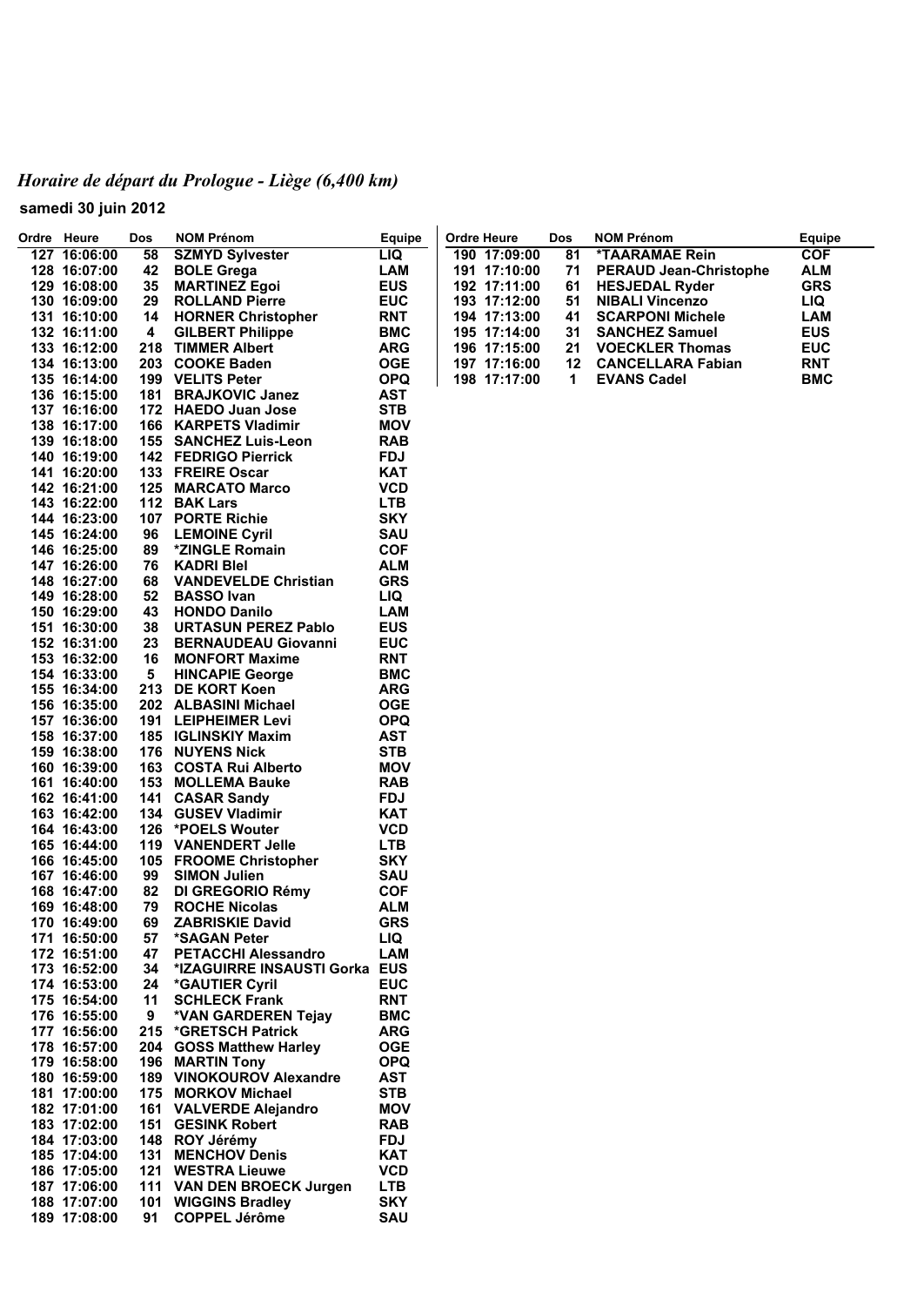*Horaire de départ du Prologue - Liège (6,400 km)*

**samedi 30 juin 2012**

| Ordre | Heure | Dos | NOM Prénom | Equipe |
|---|---|---|---|---|
| 127 | 16:06:00 | 58 | SZMYD Sylvester | LIQ |
| 128 | 16:07:00 | 42 | BOLE Grega | LAM |
| 129 | 16:08:00 | 35 | MARTINEZ Egoi | EUS |
| 130 | 16:09:00 | 29 | ROLLAND Pierre | EUC |
| 131 | 16:10:00 | 14 | HORNER Christopher | RNT |
| 132 | 16:11:00 | 4 | GILBERT Philippe | BMC |
| 133 | 16:12:00 | 218 | TIMMER Albert | ARG |
| 134 | 16:13:00 | 203 | COOKE Baden | OGE |
| 135 | 16:14:00 | 199 | VELITS Peter | OPQ |
| 136 | 16:15:00 | 181 | BRAJKOVIC Janez | AST |
| 137 | 16:16:00 | 172 | HAEDO Juan Jose | STB |
| 138 | 16:17:00 | 166 | KARPETS Vladimir | MOV |
| 139 | 16:18:00 | 155 | SANCHEZ Luis-Leon | RAB |
| 140 | 16:19:00 | 142 | FEDRIGO Pierrick | FDJ |
| 141 | 16:20:00 | 133 | FREIRE Oscar | KAT |
| 142 | 16:21:00 | 125 | MARCATO Marco | VCD |
| 143 | 16:22:00 | 112 | BAK Lars | LTB |
| 144 | 16:23:00 | 107 | PORTE Richie | SKY |
| 145 | 16:24:00 | 96 | LEMOINE Cyril | SAU |
| 146 | 16:25:00 | 89 | *ZINGLE Romain | COF |
| 147 | 16:26:00 | 76 | KADRI Blel | ALM |
| 148 | 16:27:00 | 68 | VANDEVELDE Christian | GRS |
| 149 | 16:28:00 | 52 | BASSO Ivan | LIQ |
| 150 | 16:29:00 | 43 | HONDO Danilo | LAM |
| 151 | 16:30:00 | 38 | URTASUN PEREZ Pablo | EUS |
| 152 | 16:31:00 | 23 | BERNAUDEAU Giovanni | EUC |
| 153 | 16:32:00 | 16 | MONFORT Maxime | RNT |
| 154 | 16:33:00 | 5 | HINCAPIE George | BMC |
| 155 | 16:34:00 | 213 | DE KORT Koen | ARG |
| 156 | 16:35:00 | 202 | ALBASINI Michael | OGE |
| 157 | 16:36:00 | 191 | LEIPHEIMER Levi | OPQ |
| 158 | 16:37:00 | 185 | IGLINSKIY Maxim | AST |
| 159 | 16:38:00 | 176 | NUYENS Nick | STB |
| 160 | 16:39:00 | 163 | COSTA Rui Alberto | MOV |
| 161 | 16:40:00 | 153 | MOLLEMA Bauke | RAB |
| 162 | 16:41:00 | 141 | CASAR Sandy | FDJ |
| 163 | 16:42:00 | 134 | GUSEV Vladimir | KAT |
| 164 | 16:43:00 | 126 | *POELS Wouter | VCD |
| 165 | 16:44:00 | 119 | VANENDERT Jelle | LTB |
| 166 | 16:45:00 | 105 | FROOME Christopher | SKY |
| 167 | 16:46:00 | 99 | SIMON Julien | SAU |
| 168 | 16:47:00 | 82 | DI GREGORIO Rémy | COF |
| 169 | 16:48:00 | 79 | ROCHE Nicolas | ALM |
| 170 | 16:49:00 | 69 | ZABRISKIE David | GRS |
| 171 | 16:50:00 | 57 | *SAGAN Peter | LIQ |
| 172 | 16:51:00 | 47 | PETACCHI Alessandro | LAM |
| 173 | 16:52:00 | 34 | *IZAGUIRRE INSAUSTI Gorka | EUS |
| 174 | 16:53:00 | 24 | *GAUTIER Cyril | EUC |
| 175 | 16:54:00 | 11 | *SCHLECK Frank | RNT |
| 176 | 16:55:00 | 9 | *VAN GARDEREN Tejay | BMC |
| 177 | 16:56:00 | 215 | *GRETSCH Patrick | ARG |
| 178 | 16:57:00 | 204 | GOSS Matthew Harley | OGE |
| 179 | 16:58:00 | 196 | MARTIN Tony | OPQ |
| 180 | 16:59:00 | 189 | VINOKOUROV Alexandre | AST |
| 181 | 17:00:00 | 175 | MORKOV Michael | STB |
| 182 | 17:01:00 | 161 | VALVERDE Alejandro | MOV |
| 183 | 17:02:00 | 151 | GESINK Robert | RAB |
| 184 | 17:03:00 | 148 | ROY Jérémy | FDJ |
| 185 | 17:04:00 | 131 | MENCHOV Denis | KAT |
| 186 | 17:05:00 | 121 | WESTRA Lieuwe | VCD |
| 187 | 17:06:00 | 111 | VAN DEN BROECK Jurgen | LTB |
| 188 | 17:07:00 | 101 | WIGGINS Bradley | SKY |
| 189 | 17:08:00 | 91 | COPPEL Jérôme | SAU |
| 190 | 17:09:00 | 81 | *TAARAMAE Rein | COF |
| 191 | 17:10:00 | 71 | PERAUD Jean-Christophe | ALM |
| 192 | 17:11:00 | 61 | HESJEDAL Ryder | GRS |
| 193 | 17:12:00 | 51 | NIBALI Vincenzo | LIQ |
| 194 | 17:13:00 | 41 | SCARPONI Michele | LAM |
| 195 | 17:14:00 | 31 | SANCHEZ Samuel | EUS |
| 196 | 17:15:00 | 21 | VOECKLER Thomas | EUC |
| 197 | 17:16:00 | 12 | CANCELLARA Fabian | RNT |
| 198 | 17:17:00 | 1 | EVANS Cadel | BMC |